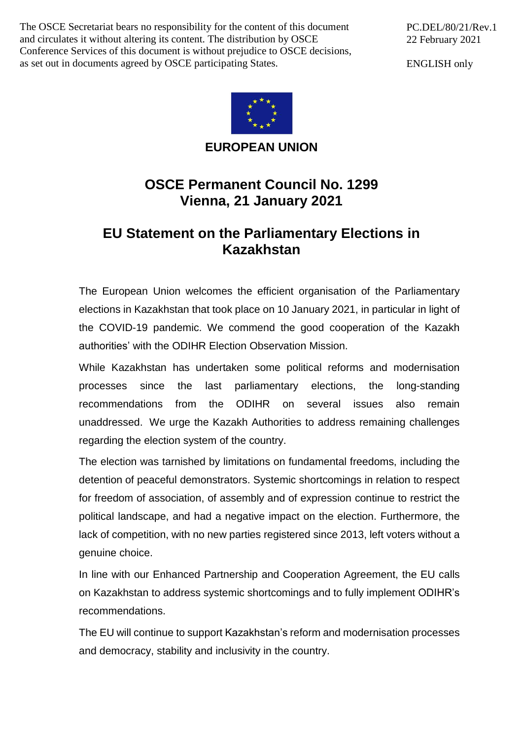The OSCE Secretariat bears no responsibility for the content of this document and circulates it without altering its content. The distribution by OSCE Conference Services of this document is without prejudice to OSCE decisions, as set out in documents agreed by OSCE participating States.

PC.DEL/80/21/Rev.1
22 February 2021

ENGLISH only

**EUROPEAN UNION**

# OSCE Permanent Council No. 1299
# Vienna, 21 January 2021

## EU Statement on the Parliamentary Elections in Kazakhstan

The European Union welcomes the efficient organisation of the Parliamentary elections in Kazakhstan that took place on 10 January 2021, in particular in light of the COVID-19 pandemic. We commend the good cooperation of the Kazakh authorities' with the ODIHR Election Observation Mission.

While Kazakhstan has undertaken some political reforms and modernisation processes since the last parliamentary elections, the long-standing recommendations from the ODIHR on several issues also remain unaddressed. We urge the Kazakh Authorities to address remaining challenges regarding the election system of the country.

The election was tarnished by limitations on fundamental freedoms, including the detention of peaceful demonstrators. Systemic shortcomings in relation to respect for freedom of association, of assembly and of expression continue to restrict the political landscape, and had a negative impact on the election. Furthermore, the lack of competition, with no new parties registered since 2013, left voters without a genuine choice.

In line with our Enhanced Partnership and Cooperation Agreement, the EU calls on Kazakhstan to address systemic shortcomings and to fully implement ODIHR's recommendations.

The EU will continue to support Kazakhstan's reform and modernisation processes and democracy, stability and inclusivity in the country.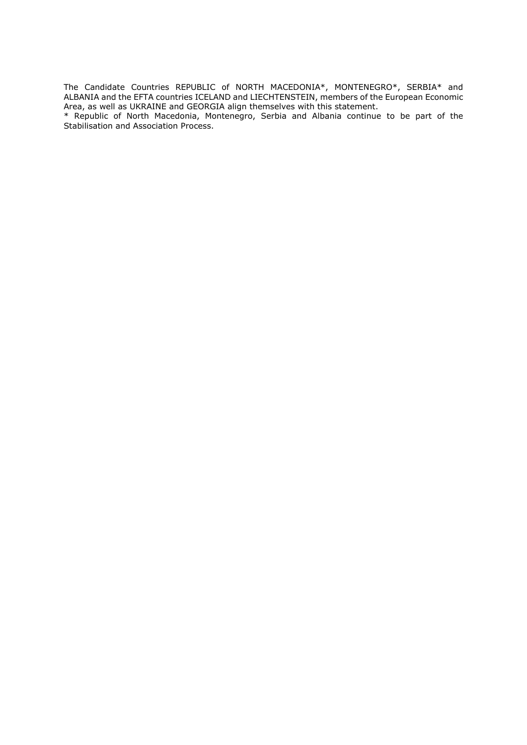The Candidate Countries REPUBLIC of NORTH MACEDONIA*, MONTENEGRO*, SERBIA* and ALBANIA and the EFTA countries ICELAND and LIECHTENSTEIN, members of the European Economic Area, as well as UKRAINE and GEORGIA align themselves with this statement.

* Republic of North Macedonia, Montenegro, Serbia and Albania continue to be part of the Stabilisation and Association Process.